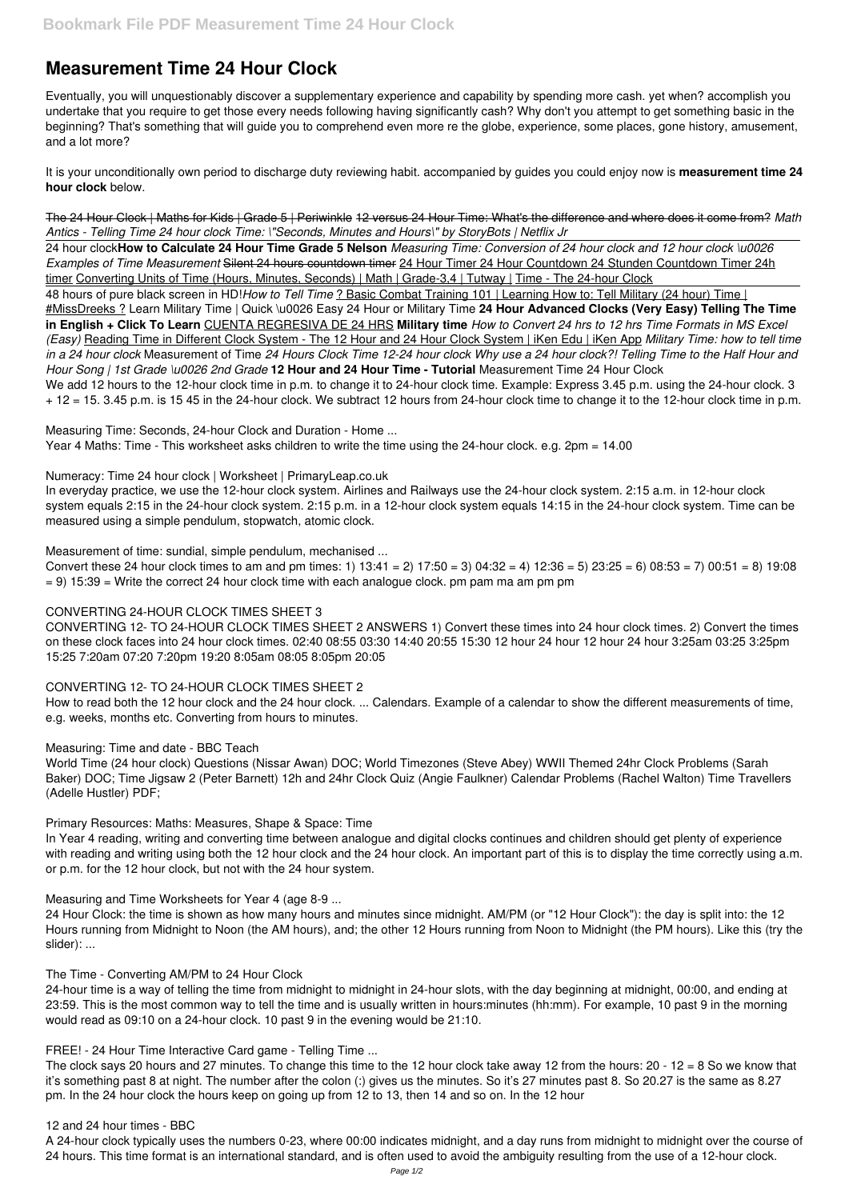# Measurement Time 24 Hour Clock

Eventually, you will unquestionably discover a supplementary experience and capability by spending more cash. yet when? accomplish you undertake that you require to get those every needs following having significantly cash? Why don't you attempt to get something basic in the beginning? That's something that will guide you to comprehend even more re the globe, experience, some places, gone history, amusement, and a lot more?

It is your unconditionally own period to discharge duty reviewing habit. accompanied by guides you could enjoy now is **measurement time 24 hour clock** below.

The 24 Hour Clock | Maths for Kids | Grade 5 | Periwinkle 12 versus 24 Hour Time: What's the difference and where does it come from? *Math Antics - Telling Time 24 hour clock Time: \"Seconds, Minutes and Hours\" by StoryBots | Netflix Jr*

24 hour clock**How to Calculate 24 Hour Time Grade 5 Nelson** *Measuring Time: Conversion of 24 hour clock and 12 hour clock \u0026 Examples of Time Measurement* Silent 24 hours countdown timer 24 Hour Timer 24 Hour Countdown 24 Stunden Countdown Timer 24h timer Converting Units of Time (Hours, Minutes, Seconds) | Math | Grade-3,4 | Tutway | Time - The 24-hour Clock

48 hours of pure black screen in HD!*How to Tell Time* ? Basic Combat Training 101 | Learning How to: Tell Military (24 hour) Time | #MissDreeks ? Learn Military Time | Quick \u0026 Easy 24 Hour or Military Time **24 Hour Advanced Clocks (Very Easy) Telling The Time in English + Click To Learn** CUENTA REGRESIVA DE 24 HRS **Military time** *How to Convert 24 hrs to 12 hrs Time Formats in MS Excel (Easy)* Reading Time in Different Clock System - The 12 Hour and 24 Hour Clock System | iKen Edu | iKen App *Military Time: how to tell time in a 24 hour clock* Measurement of Time *24 Hours Clock Time 12-24 hour clock Why use a 24 hour clock?! Telling Time to the Half Hour and Hour Song | 1st Grade \u0026 2nd Grade* **12 Hour and 24 Hour Time - Tutorial** Measurement Time 24 Hour Clock

We add 12 hours to the 12-hour clock time in p.m. to change it to 24-hour clock time. Example: Express 3.45 p.m. using the 24-hour clock. 3 + 12 = 15. 3.45 p.m. is 15 45 in the 24-hour clock. We subtract 12 hours from 24-hour clock time to change it to the 12-hour clock time in p.m.

Measuring Time: Seconds, 24-hour Clock and Duration - Home ...

Year 4 Maths: Time - This worksheet asks children to write the time using the 24-hour clock. e.g. 2pm = 14.00

Numeracy: Time 24 hour clock | Worksheet | PrimaryLeap.co.uk

In everyday practice, we use the 12-hour clock system. Airlines and Railways use the 24-hour clock system. 2:15 a.m. in 12-hour clock system equals 2:15 in the 24-hour clock system. 2:15 p.m. in a 12-hour clock system equals 14:15 in the 24-hour clock system. Time can be measured using a simple pendulum, stopwatch, atomic clock.

Measurement of time: sundial, simple pendulum, mechanised ...

Convert these 24 hour clock times to am and pm times: 1) 13:41 = 2) 17:50 = 3) 04:32 = 4) 12:36 = 5) 23:25 = 6) 08:53 = 7) 00:51 = 8) 19:08 = 9) 15:39 = Write the correct 24 hour clock time with each analogue clock. pm pam ma am pm pm

CONVERTING 24-HOUR CLOCK TIMES SHEET 3

CONVERTING 12- TO 24-HOUR CLOCK TIMES SHEET 2 ANSWERS 1) Convert these times into 24 hour clock times. 2) Convert the times on these clock faces into 24 hour clock times. 02:40 08:55 03:30 14:40 20:55 15:30 12 hour 24 hour 12 hour 24 hour 3:25am 03:25 3:25pm 15:25 7:20am 07:20 7:20pm 19:20 8:05am 08:05 8:05pm 20:05

CONVERTING 12- TO 24-HOUR CLOCK TIMES SHEET 2

How to read both the 12 hour clock and the 24 hour clock. ... Calendars. Example of a calendar to show the different measurements of time, e.g. weeks, months etc. Converting from hours to minutes.

Measuring: Time and date - BBC Teach

World Time (24 hour clock) Questions (Nissar Awan) DOC; World Timezones (Steve Abey) WWII Themed 24hr Clock Problems (Sarah Baker) DOC; Time Jigsaw 2 (Peter Barnett) 12h and 24hr Clock Quiz (Angie Faulkner) Calendar Problems (Rachel Walton) Time Travellers (Adelle Hustler) PDF;

Primary Resources: Maths: Measures, Shape & Space: Time

In Year 4 reading, writing and converting time between analogue and digital clocks continues and children should get plenty of experience with reading and writing using both the 12 hour clock and the 24 hour clock. An important part of this is to display the time correctly using a.m. or p.m. for the 12 hour clock, but not with the 24 hour system.

Measuring and Time Worksheets for Year 4 (age 8-9 ...

24 Hour Clock: the time is shown as how many hours and minutes since midnight. AM/PM (or "12 Hour Clock"): the day is split into: the 12 Hours running from Midnight to Noon (the AM hours), and; the other 12 Hours running from Noon to Midnight (the PM hours). Like this (try the slider): ...

The Time - Converting AM/PM to 24 Hour Clock

24-hour time is a way of telling the time from midnight to midnight in 24-hour slots, with the day beginning at midnight, 00:00, and ending at 23:59. This is the most common way to tell the time and is usually written in hours:minutes (hh:mm). For example, 10 past 9 in the morning would read as 09:10 on a 24-hour clock. 10 past 9 in the evening would be 21:10.

FREE! - 24 Hour Time Interactive Card game - Telling Time ...

The clock says 20 hours and 27 minutes. To change this time to the 12 hour clock take away 12 from the hours: 20 - 12 = 8 So we know that it's something past 8 at night. The number after the colon (:) gives us the minutes. So it's 27 minutes past 8. So 20.27 is the same as 8.27 pm. In the 24 hour clock the hours keep on going up from 12 to 13, then 14 and so on. In the 12 hour

12 and 24 hour times - BBC

A 24-hour clock typically uses the numbers 0-23, where 00:00 indicates midnight, and a day runs from midnight to midnight over the course of 24 hours. This time format is an international standard, and is often used to avoid the ambiguity resulting from the use of a 12-hour clock.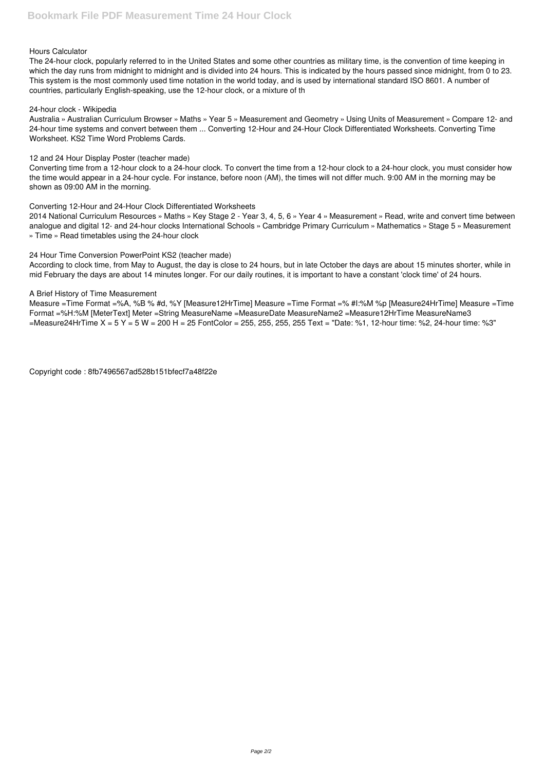Hours Calculator

The 24-hour clock, popularly referred to in the United States and some other countries as military time, is the convention of time keeping in which the day runs from midnight to midnight and is divided into 24 hours. This is indicated by the hours passed since midnight, from 0 to 23. This system is the most commonly used time notation in the world today, and is used by international standard ISO 8601. A number of countries, particularly English-speaking, use the 12-hour clock, or a mixture of th

24-hour clock - Wikipedia

Australia » Australian Curriculum Browser » Maths » Year 5 » Measurement and Geometry » Using Units of Measurement » Compare 12- and 24-hour time systems and convert between them ... Converting 12-Hour and 24-Hour Clock Differentiated Worksheets. Converting Time Worksheet. KS2 Time Word Problems Cards.

12 and 24 Hour Display Poster (teacher made)

Converting time from a 12-hour clock to a 24-hour clock. To convert the time from a 12-hour clock to a 24-hour clock, you must consider how the time would appear in a 24-hour cycle. For instance, before noon (AM), the times will not differ much. 9:00 AM in the morning may be shown as 09:00 AM in the morning.

Converting 12-Hour and 24-Hour Clock Differentiated Worksheets

2014 National Curriculum Resources » Maths » Key Stage 2 - Year 3, 4, 5, 6 » Year 4 » Measurement » Read, write and convert time between analogue and digital 12- and 24-hour clocks International Schools » Cambridge Primary Curriculum » Mathematics » Stage 5 » Measurement » Time » Read timetables using the 24-hour clock

24 Hour Time Conversion PowerPoint KS2 (teacher made)

According to clock time, from May to August, the day is close to 24 hours, but in late October the days are about 15 minutes shorter, while in mid February the days are about 14 minutes longer. For our daily routines, it is important to have a constant 'clock time' of 24 hours.

A Brief History of Time Measurement

Measure =Time Format =%A, %B % #d, %Y [Measure12HrTime] Measure =Time Format =% #I:%M %p [Measure24HrTime] Measure =Time Format =%H:%M [MeterText] Meter =String MeasureName =MeasureDate MeasureName2 =Measure12HrTime MeasureName3 =Measure24HrTime X = 5 Y = 5 W = 200 H = 25 FontColor = 255, 255, 255, 255 Text = "Date: %1, 12-hour time: %2, 24-hour time: %3"

Copyright code : 8fb7496567ad528b151bfecf7a48f22e